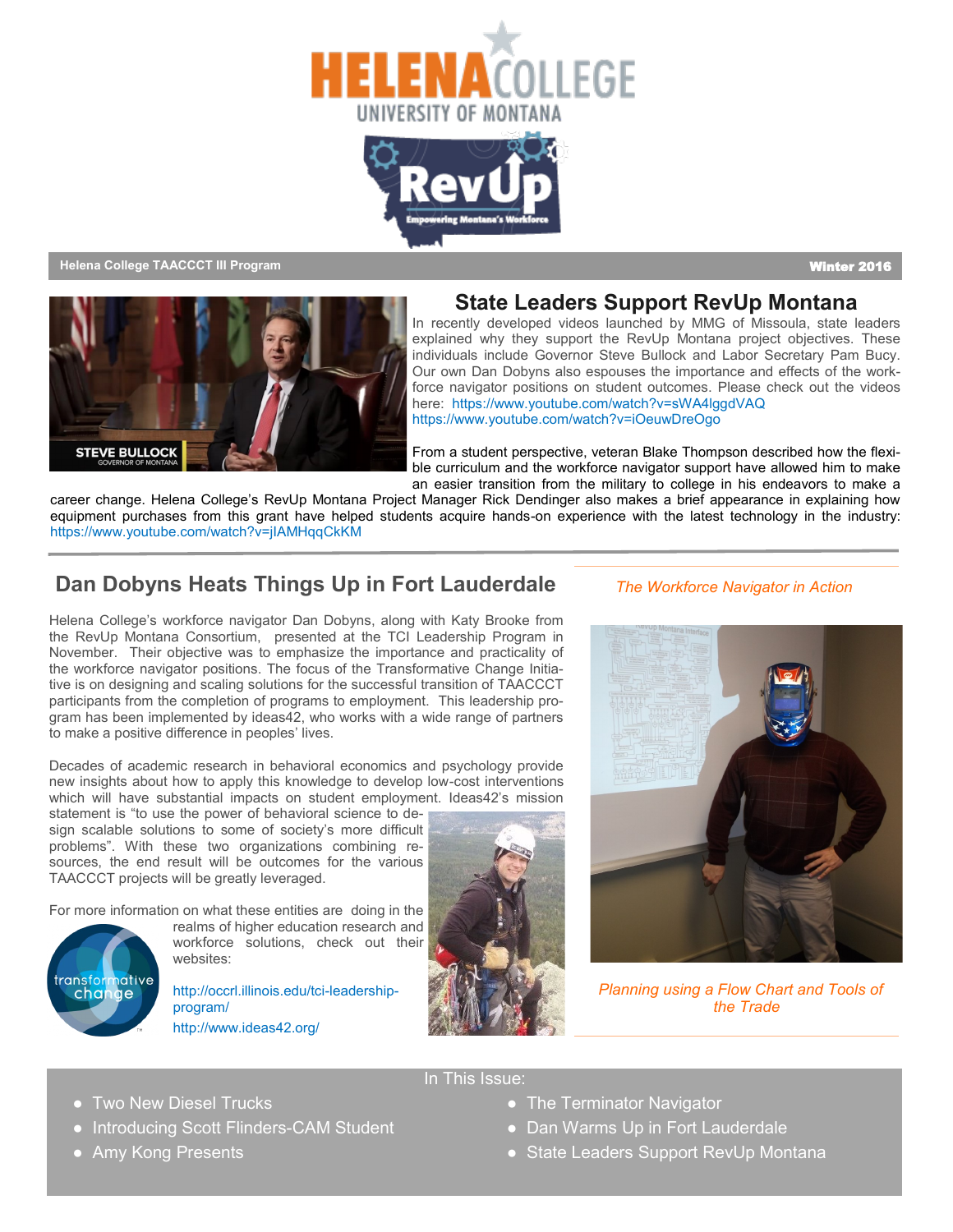# HELENA COLLEGE

UNIVERSITY OF MONTANA

RevUp — Empowering Montana's Workforce

**Helena College TAACCCT III Program** | **Winter 2016**

## State Leaders Support RevUp Montana

STEVE BULLOCK
GOVERNOR OF MONTANA

In recently developed videos launched by MMG of Missoula, state leaders explained why they support the RevUp Montana project objectives. These individuals include Governor Steve Bullock and Labor Secretary Pam Bucy. Our own Dan Dobyns also espouses the importance and effects of the workforce navigator positions on student outcomes. Please check out the videos here: https://www.youtube.com/watch?v=sWA4lggdVAQ
https://www.youtube.com/watch?v=iOeuwDreOgo

From a student perspective, veteran Blake Thompson described how the flexible curriculum and the workforce navigator support have allowed him to make an easier transition from the military to college in his endeavors to make a career change. Helena College's RevUp Montana Project Manager Rick Dendinger also makes a brief appearance in explaining how equipment purchases from this grant have helped students acquire hands-on experience with the latest technology in the industry: https://www.youtube.com/watch?v=jlAMHqqCkKM

## Dan Dobyns Heats Things Up in Fort Lauderdale

Helena College's workforce navigator Dan Dobyns, along with Katy Brooke from the RevUp Montana Consortium, presented at the TCI Leadership Program in November. Their objective was to emphasize the importance and practicality of the workforce navigator positions. The focus of the Transformative Change Initiative is on designing and scaling solutions for the successful transition of TAACCCT participants from the completion of programs to employment. This leadership program has been implemented by ideas42, who works with a wide range of partners to make a positive difference in peoples' lives.

Decades of academic research in behavioral economics and psychology provide new insights about how to apply this knowledge to develop low-cost interventions which will have substantial impacts on student employment. Ideas42's mission statement is "to use the power of behavioral science to design scalable solutions to some of society's more difficult problems". With these two organizations combining resources, the end result will be outcomes for the various TAACCCT projects will be greatly leveraged.

For more information on what these entities are doing in the realms of higher education research and workforce solutions, check out their websites:

transformative change

http://occrl.illinois.edu/tci-leadership-program/

http://www.ideas42.org/

*The Workforce Navigator in Action*

*Planning using a Flow Chart and Tools of the Trade*

**In This Issue:**

- Two New Diesel Trucks
- Introducing Scott Flinders-CAM Student
- Amy Kong Presents
- The Terminator Navigator
- Dan Warms Up in Fort Lauderdale
- State Leaders Support RevUp Montana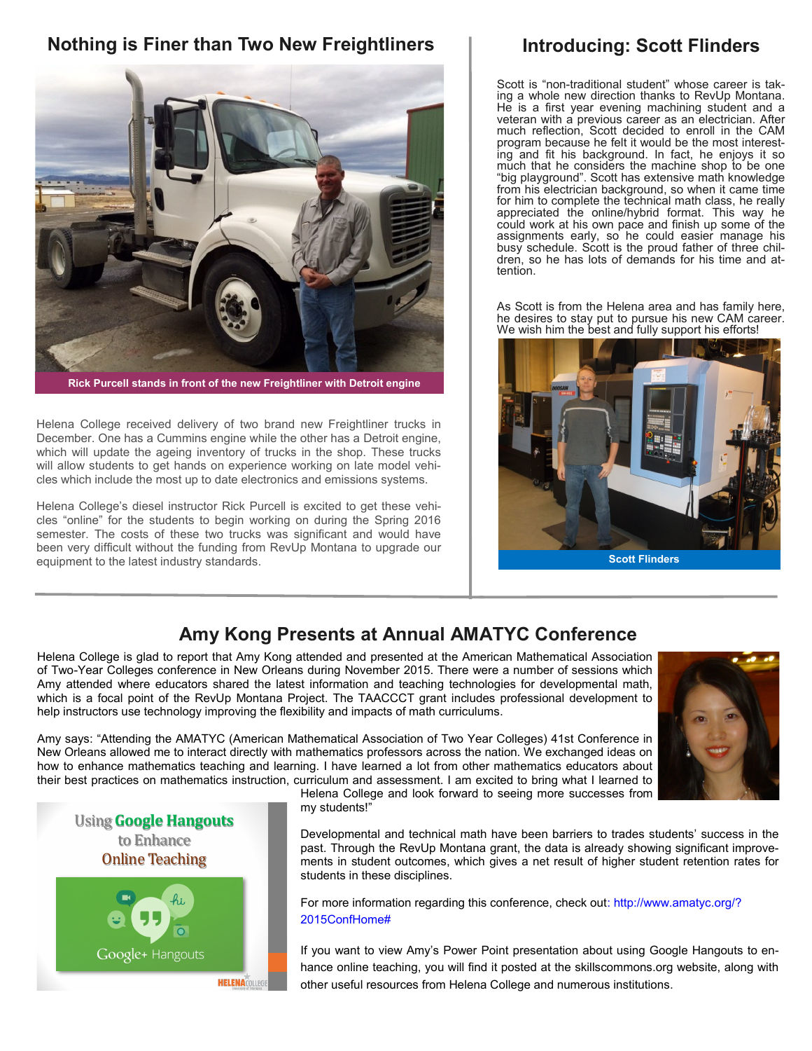## Nothing is Finer than Two New Freightliners

Rick Purcell stands in front of the new Freightliner with Detroit engine

Helena College received delivery of two brand new Freightliner trucks in December. One has a Cummins engine while the other has a Detroit engine, which will update the ageing inventory of trucks in the shop. These trucks will allow students to get hands on experience working on late model vehicles which include the most up to date electronics and emissions systems.

Helena College's diesel instructor Rick Purcell is excited to get these vehicles "online" for the students to begin working on during the Spring 2016 semester. The costs of these two trucks was significant and would have been very difficult without the funding from RevUp Montana to upgrade our equipment to the latest industry standards.

## Introducing: Scott Flinders

Scott is "non-traditional student" whose career is taking a whole new direction thanks to RevUp Montana. He is a first year evening machining student and a veteran with a previous career as an electrician. After much reflection, Scott decided to enroll in the CAM program because he felt it would be the most interesting and fit his background. In fact, he enjoys it so much that he considers the machine shop to be one "big playground". Scott has extensive math knowledge from his electrician background, so when it came time for him to complete the technical math class, he really appreciated the online/hybrid format. This way he could work at his own pace and finish up some of the assignments early, so he could easier manage his busy schedule. Scott is the proud father of three children, so he has lots of demands for his time and attention.

As Scott is from the Helena area and has family here, he desires to stay put to pursue his new CAM career. We wish him the best and fully support his efforts!

Scott Flinders

## Amy Kong Presents at Annual AMATYC Conference

Helena College is glad to report that Amy Kong attended and presented at the American Mathematical Association of Two-Year Colleges conference in New Orleans during November 2015. There were a number of sessions which Amy attended where educators shared the latest information and teaching technologies for developmental math, which is a focal point of the RevUp Montana Project. The TAACCCT grant includes professional development to help instructors use technology improving the flexibility and impacts of math curriculums.

Amy says: "Attending the AMATYC (American Mathematical Association of Two Year Colleges) 41st Conference in New Orleans allowed me to interact directly with mathematics professors across the nation. We exchanged ideas on how to enhance mathematics teaching and learning. I have learned a lot from other mathematics educators about their best practices on mathematics instruction, curriculum and assessment. I am excited to bring what I learned to Helena College and look forward to seeing more successes from my students!"

Using Google Hangouts to Enhance Online Teaching

Developmental and technical math have been barriers to trades students' success in the past. Through the RevUp Montana grant, the data is already showing significant improvements in student outcomes, which gives a net result of higher student retention rates for students in these disciplines.

For more information regarding this conference, check out: http://www.amatyc.org/?2015ConfHome#

If you want to view Amy's Power Point presentation about using Google Hangouts to enhance online teaching, you will find it posted at the skillscommons.org website, along with other useful resources from Helena College and numerous institutions.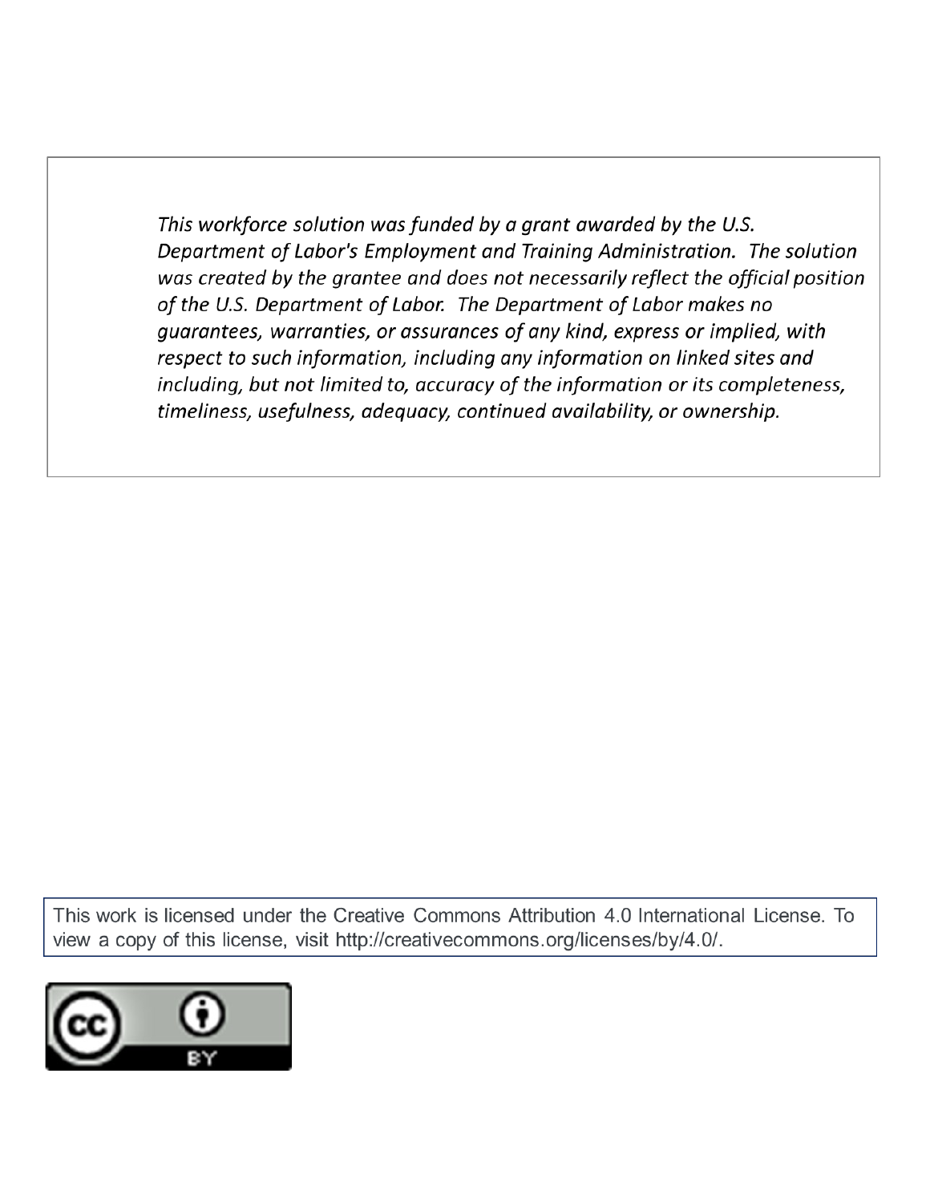*This workforce solution was funded by a grant awarded by the U.S. Department of Labor's Employment and Training Administration. The solution was created by the grantee and does not necessarily reflect the official position of the U.S. Department of Labor. The Department of Labor makes no guarantees, warranties, or assurances of any kind, express or implied, with respect to such information, including any information on linked sites and including, but not limited to, accuracy of the information or its completeness, timeliness, usefulness, adequacy, continued availability, or ownership.*

This work is licensed under the Creative Commons Attribution 4.0 International License. To view a copy of this license, visit http://creativecommons.org/licenses/by/4.0/.